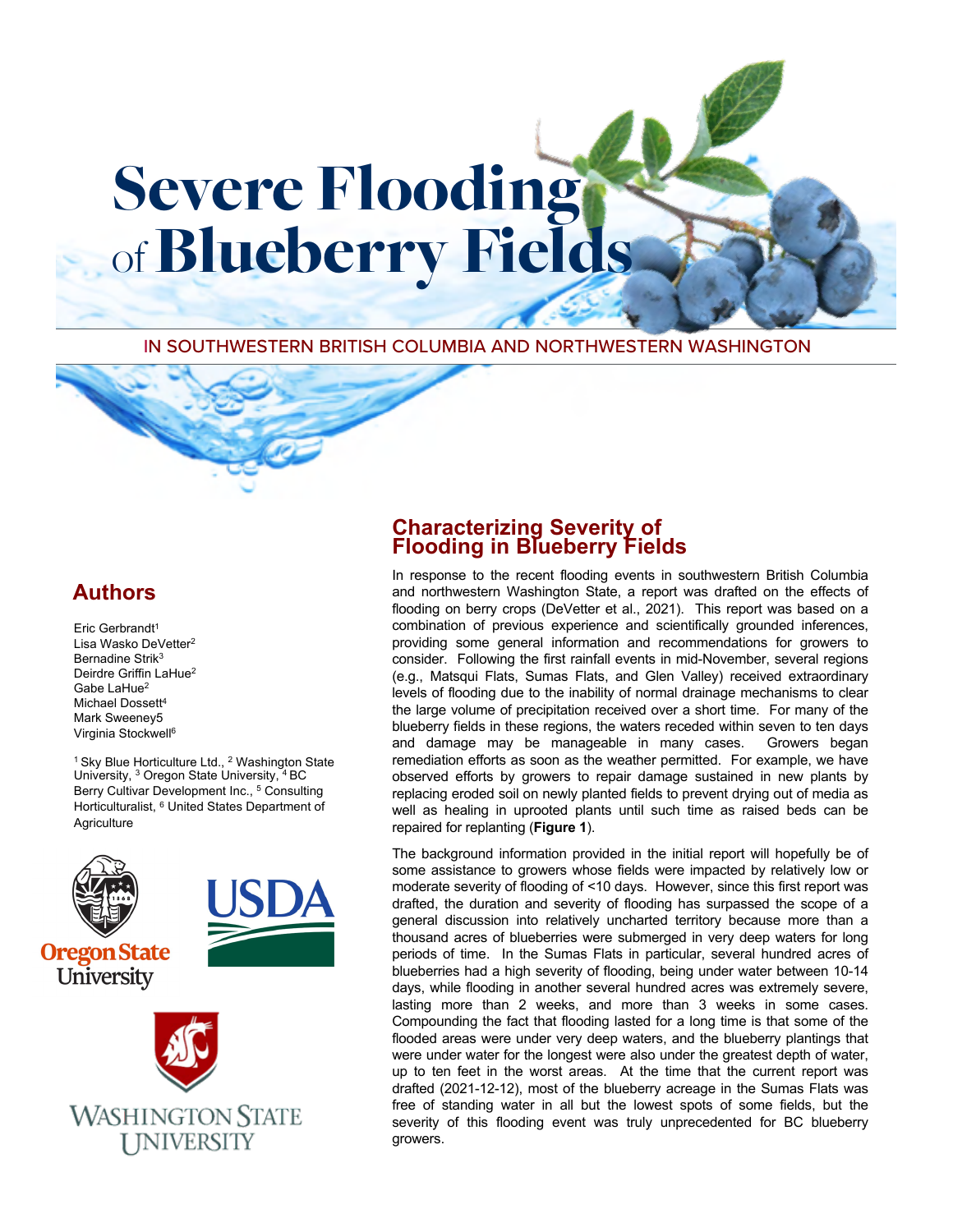# Severe Flooding of Blueberry Fields

IN SOUTHWESTERN BRITISH COLUMBIA AND NORTHWESTERN WASHINGTON

## Authors

Eric Gerbrandt[1]
Lisa Wasko DeVetter[2]
Bernadine Strik[3]
Deirdre Griffin LaHue[2]
Gabe LaHue[2]
Michael Dossett[4]
Mark Sweeney5
Virginia Stockwell[6]

[1] Sky Blue Horticulture Ltd., [2] Washington State University, [3] Oregon State University, [4] BC Berry Cultivar Development Inc., [5] Consulting Horticulturalist, [6] United States Department of Agriculture

## Characterizing Severity of Flooding in Blueberry Fields

In response to the recent flooding events in southwestern British Columbia and northwestern Washington State, a report was drafted on the effects of flooding on berry crops (DeVetter et al., 2021). This report was based on a combination of previous experience and scientifically grounded inferences, providing some general information and recommendations for growers to consider. Following the first rainfall events in mid-November, several regions (e.g., Matsqui Flats, Sumas Flats, and Glen Valley) received extraordinary levels of flooding due to the inability of normal drainage mechanisms to clear the large volume of precipitation received over a short time. For many of the blueberry fields in these regions, the waters receded within seven to ten days and damage may be manageable in many cases. Growers began remediation efforts as soon as the weather permitted. For example, we have observed efforts by growers to repair damage sustained in new plants by replacing eroded soil on newly planted fields to prevent drying out of media as well as healing in uprooted plants until such time as raised beds can be repaired for replanting (**Figure 1**).

The background information provided in the initial report will hopefully be of some assistance to growers whose fields were impacted by relatively low or moderate severity of flooding of <10 days. However, since this first report was drafted, the duration and severity of flooding has surpassed the scope of a general discussion into relatively uncharted territory because more than a thousand acres of blueberries were submerged in very deep waters for long periods of time. In the Sumas Flats in particular, several hundred acres of blueberries had a high severity of flooding, being under water between 10-14 days, while flooding in another several hundred acres was extremely severe, lasting more than 2 weeks, and more than 3 weeks in some cases. Compounding the fact that flooding lasted for a long time is that some of the flooded areas were under very deep waters, and the blueberry plantings that were under water for the longest were also under the greatest depth of water, up to ten feet in the worst areas. At the time that the current report was drafted (2021-12-12), most of the blueberry acreage in the Sumas Flats was free of standing water in all but the lowest spots of some fields, but the severity of this flooding event was truly unprecedented for BC blueberry growers.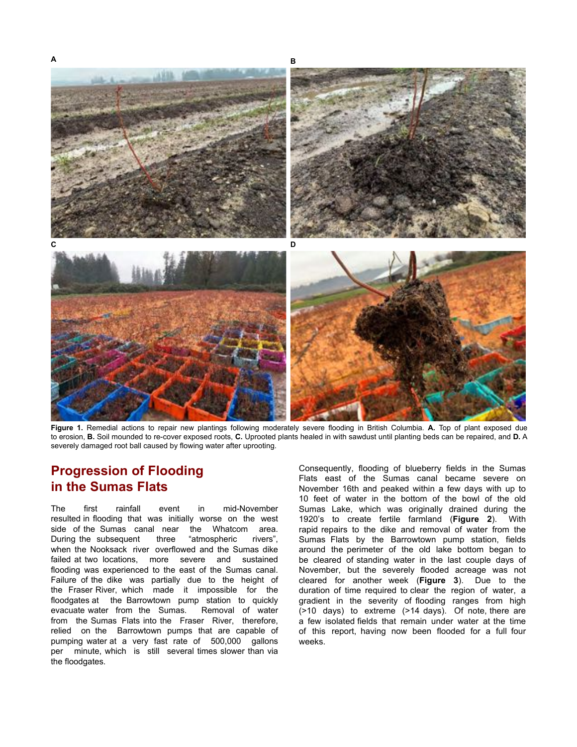Figure 1. Remedial actions to repair new plantings following moderately severe flooding in British Columbia. A. Top of plant exposed due to erosion, B. Soil mounded to re-cover exposed roots, C. Uprooted plants healed in with sawdust until planting beds can be repaired, and D. A severely damaged root ball caused by flowing water after uprooting.

## Progression of Flooding in the Sumas Flats

The first rainfall event in mid-November resulted in flooding that was initially worse on the west side of the Sumas canal near the Whatcom area. During the subsequent three "atmospheric rivers", when the Nooksack river overflowed and the Sumas dike failed at two locations, more severe and sustained flooding was experienced to the east of the Sumas canal. Failure of the dike was partially due to the height of the Fraser River, which made it impossible for the floodgates at the Barrowtown pump station to quickly evacuate water from the Sumas. Removal of water from the Sumas Flats into the Fraser River, therefore, relied on the Barrowtown pumps that are capable of pumping water at a very fast rate of 500,000 gallons per minute, which is still several times slower than via the floodgates.

Consequently, flooding of blueberry fields in the Sumas Flats east of the Sumas canal became severe on November 16th and peaked within a few days with up to 10 feet of water in the bottom of the bowl of the old Sumas Lake, which was originally drained during the 1920's to create fertile farmland (**Figure 2**). With rapid repairs to the dike and removal of water from the Sumas Flats by the Barrowtown pump station, fields around the perimeter of the old lake bottom began to be cleared of standing water in the last couple days of November, but the severely flooded acreage was not cleared for another week (**Figure 3**). Due to the duration of time required to clear the region of water, a gradient in the severity of flooding ranges from high (>10 days) to extreme (>14 days). Of note, there are a few isolated fields that remain under water at the time of this report, having now been flooded for a full four weeks.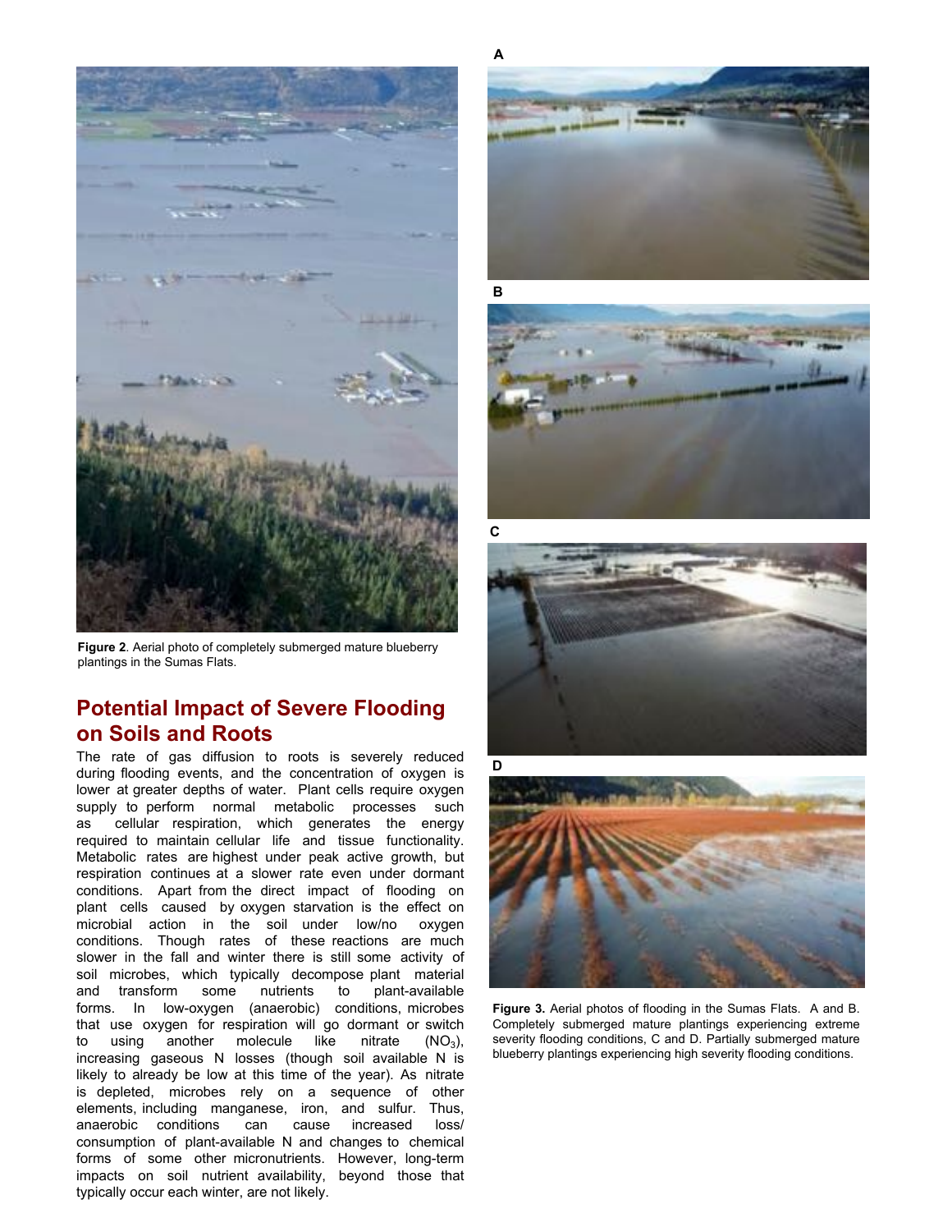Figure 2. Aerial photo of completely submerged mature blueberry plantings in the Sumas Flats.

## Potential Impact of Severe Flooding on Soils and Roots

The rate of gas diffusion to roots is severely reduced during flooding events, and the concentration of oxygen is lower at greater depths of water. Plant cells require oxygen supply to perform normal metabolic processes such as cellular respiration, which generates the energy required to maintain cellular life and tissue functionality. Metabolic rates are highest under peak active growth, but respiration continues at a slower rate even under dormant conditions. Apart from the direct impact of flooding on plant cells caused by oxygen starvation is the effect on microbial action in the soil under low/no oxygen conditions. Though rates of these reactions are much slower in the fall and winter there is still some activity of soil microbes, which typically decompose plant material and transform some nutrients to plant-available forms. In low-oxygen (anaerobic) conditions, microbes that use oxygen for respiration will go dormant or switch to using another molecule like nitrate ($NO_3$), increasing gaseous N losses (though soil available N is likely to already be low at this time of the year). As nitrate is depleted, microbes rely on a sequence of other elements, including manganese, iron, and sulfur. Thus, anaerobic conditions can cause increased loss/consumption of plant-available N and changes to chemical forms of some other micronutrients. However, long-term impacts on soil nutrient availability, beyond those that typically occur each winter, are not likely.

A

B

C

D

**Figure 3.** Aerial photos of flooding in the Sumas Flats. A and B. Completely submerged mature plantings experiencing extreme severity flooding conditions, C and D. Partially submerged mature blueberry plantings experiencing high severity flooding conditions.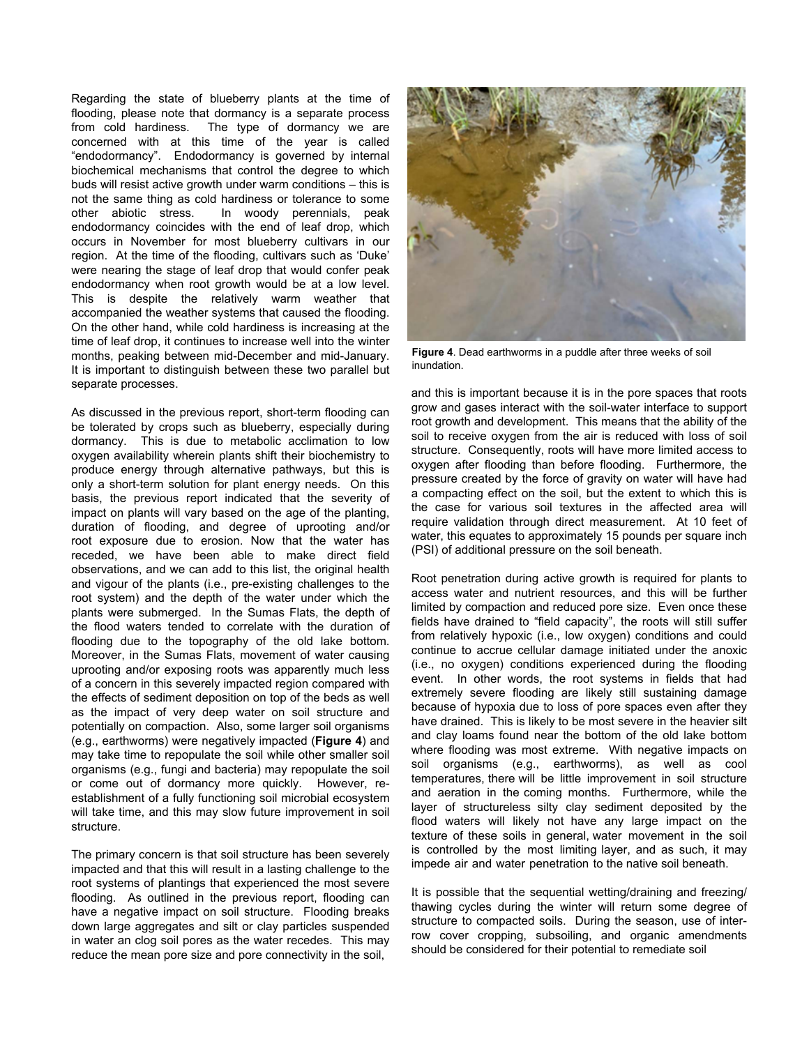Regarding the state of blueberry plants at the time of flooding, please note that dormancy is a separate process from cold hardiness. The type of dormancy we are concerned with at this time of the year is called "endodormancy". Endodormancy is governed by internal biochemical mechanisms that control the degree to which buds will resist active growth under warm conditions – this is not the same thing as cold hardiness or tolerance to some other abiotic stress. In woody perennials, peak endodormancy coincides with the end of leaf drop, which occurs in November for most blueberry cultivars in our region. At the time of the flooding, cultivars such as 'Duke' were nearing the stage of leaf drop that would confer peak endodormancy when root growth would be at a low level. This is despite the relatively warm weather that accompanied the weather systems that caused the flooding. On the other hand, while cold hardiness is increasing at the time of leaf drop, it continues to increase well into the winter months, peaking between mid-December and mid-January. It is important to distinguish between these two parallel but separate processes.

As discussed in the previous report, short-term flooding can be tolerated by crops such as blueberry, especially during dormancy. This is due to metabolic acclimation to low oxygen availability wherein plants shift their biochemistry to produce energy through alternative pathways, but this is only a short-term solution for plant energy needs. On this basis, the previous report indicated that the severity of impact on plants will vary based on the age of the planting, duration of flooding, and degree of uprooting and/or root exposure due to erosion. Now that the water has receded, we have been able to make direct field observations, and we can add to this list, the original health and vigour of the plants (i.e., pre-existing challenges to the root system) and the depth of the water under which the plants were submerged. In the Sumas Flats, the depth of the flood waters tended to correlate with the duration of flooding due to the topography of the old lake bottom. Moreover, in the Sumas Flats, movement of water causing uprooting and/or exposing roots was apparently much less of a concern in this severely impacted region compared with the effects of sediment deposition on top of the beds as well as the impact of very deep water on soil structure and potentially on compaction. Also, some larger soil organisms (e.g., earthworms) were negatively impacted (**Figure 4**) and may take time to repopulate the soil while other smaller soil organisms (e.g., fungi and bacteria) may repopulate the soil or come out of dormancy more quickly. However, re-establishment of a fully functioning soil microbial ecosystem will take time, and this may slow future improvement in soil structure.

The primary concern is that soil structure has been severely impacted and that this will result in a lasting challenge to the root systems of plantings that experienced the most severe flooding. As outlined in the previous report, flooding can have a negative impact on soil structure. Flooding breaks down large aggregates and silt or clay particles suspended in water an clog soil pores as the water recedes. This may reduce the mean pore size and pore connectivity in the soil, and this is important because it is in the pore spaces that roots grow and gases interact with the soil-water interface to support root growth and development. This means that the ability of the soil to receive oxygen from the air is reduced with loss of soil structure. Consequently, roots will have more limited access to oxygen after flooding than before flooding. Furthermore, the pressure created by the force of gravity on water will have had a compacting effect on the soil, but the extent to which this is the case for various soil textures in the affected area will require validation through direct measurement. At 10 feet of water, this equates to approximately 15 pounds per square inch (PSI) of additional pressure on the soil beneath.

**Figure 4**. Dead earthworms in a puddle after three weeks of soil inundation.

Root penetration during active growth is required for plants to access water and nutrient resources, and this will be further limited by compaction and reduced pore size. Even once these fields have drained to "field capacity", the roots will still suffer from relatively hypoxic (i.e., low oxygen) conditions and could continue to accrue cellular damage initiated under the anoxic (i.e., no oxygen) conditions experienced during the flooding event. In other words, the root systems in fields that had extremely severe flooding are likely still sustaining damage because of hypoxia due to loss of pore spaces even after they have drained. This is likely to be most severe in the heavier silt and clay loams found near the bottom of the old lake bottom where flooding was most extreme. With negative impacts on soil organisms (e.g., earthworms), as well as cool temperatures, there will be little improvement in soil structure and aeration in the coming months. Furthermore, while the layer of structureless silty clay sediment deposited by the flood waters will likely not have any large impact on the texture of these soils in general, water movement in the soil is controlled by the most limiting layer, and as such, it may impede air and water penetration to the native soil beneath.

It is possible that the sequential wetting/draining and freezing/thawing cycles during the winter will return some degree of structure to compacted soils. During the season, use of inter-row cover cropping, subsoiling, and organic amendments should be considered for their potential to remediate soil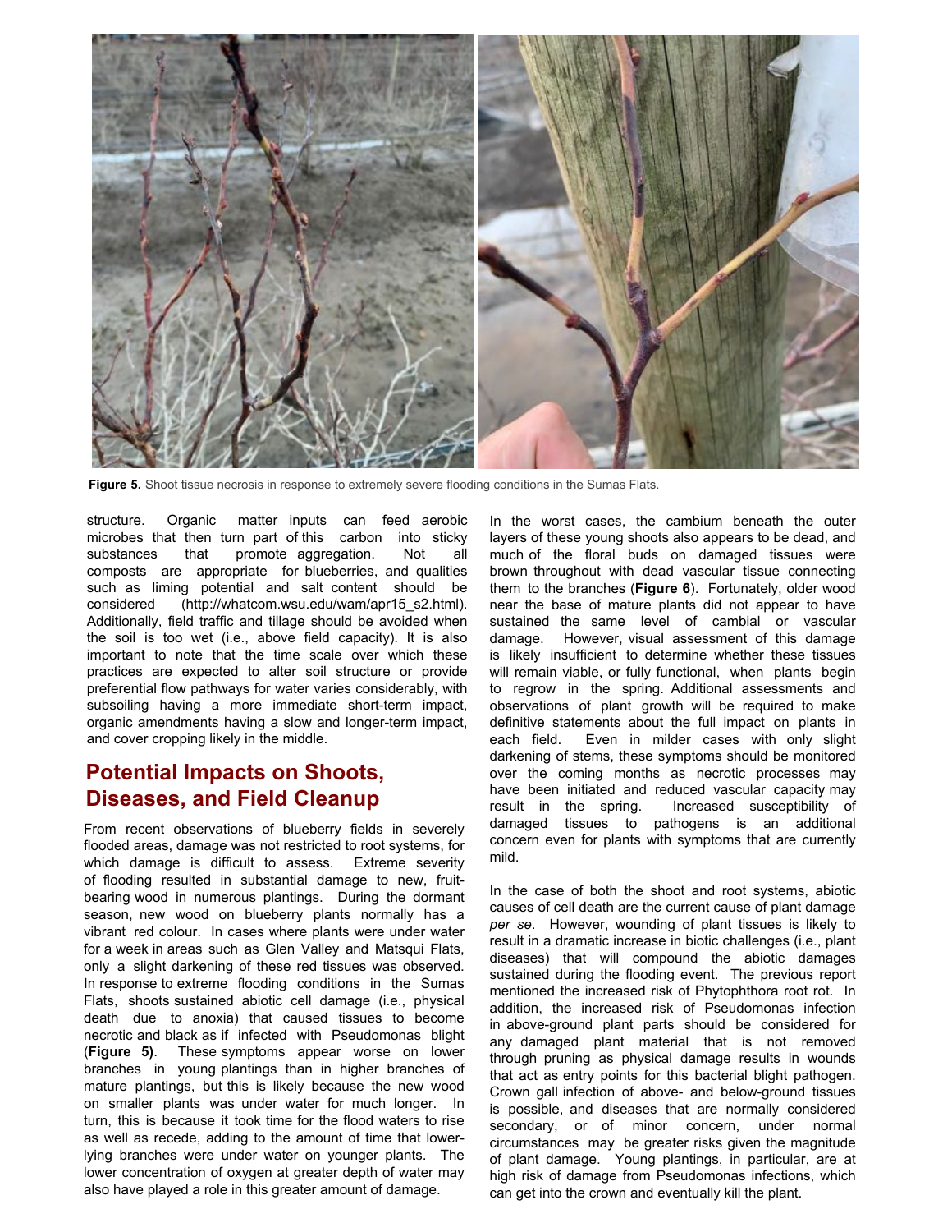**Figure 5.** Shoot tissue necrosis in response to extremely severe flooding conditions in the Sumas Flats.

structure. Organic matter inputs can feed aerobic microbes that then turn part of this carbon into sticky substances that promote aggregation. Not all composts are appropriate for blueberries, and qualities such as liming potential and salt content should be considered (http://whatcom.wsu.edu/wam/apr15_s2.html). Additionally, field traffic and tillage should be avoided when the soil is too wet (i.e., above field capacity). It is also important to note that the time scale over which these practices are expected to alter soil structure or provide preferential flow pathways for water varies considerably, with subsoiling having a more immediate short-term impact, organic amendments having a slow and longer-term impact, and cover cropping likely in the middle.

## Potential Impacts on Shoots, Diseases, and Field Cleanup

From recent observations of blueberry fields in severely flooded areas, damage was not restricted to root systems, for which damage is difficult to assess. Extreme severity of flooding resulted in substantial damage to new, fruit-bearing wood in numerous plantings. During the dormant season, new wood on blueberry plants normally has a vibrant red colour. In cases where plants were under water for a week in areas such as Glen Valley and Matsqui Flats, only a slight darkening of these red tissues was observed. In response to extreme flooding conditions in the Sumas Flats, shoots sustained abiotic cell damage (i.e., physical death due to anoxia) that caused tissues to become necrotic and black as if infected with Pseudomonas blight (**Figure 5**). These symptoms appear worse on lower branches in young plantings than in higher branches of mature plantings, but this is likely because the new wood on smaller plants was under water for much longer. In turn, this is because it took time for the flood waters to rise as well as recede, adding to the amount of time that lower-lying branches were under water on younger plants. The lower concentration of oxygen at greater depth of water may also have played a role in this greater amount of damage.

In the worst cases, the cambium beneath the outer layers of these young shoots also appears to be dead, and much of the floral buds on damaged tissues were brown throughout with dead vascular tissue connecting them to the branches (**Figure 6**). Fortunately, older wood near the base of mature plants did not appear to have sustained the same level of cambial or vascular damage. However, visual assessment of this damage is likely insufficient to determine whether these tissues will remain viable, or fully functional, when plants begin to regrow in the spring. Additional assessments and observations of plant growth will be required to make definitive statements about the full impact on plants in each field. Even in milder cases with only slight darkening of stems, these symptoms should be monitored over the coming months as necrotic processes may have been initiated and reduced vascular capacity may result in the spring. Increased susceptibility of damaged tissues to pathogens is an additional concern even for plants with symptoms that are currently mild.

In the case of both the shoot and root systems, abiotic causes of cell death are the current cause of plant damage *per se*. However, wounding of plant tissues is likely to result in a dramatic increase in biotic challenges (i.e., plant diseases) that will compound the abiotic damages sustained during the flooding event. The previous report mentioned the increased risk of Phytophthora root rot. In addition, the increased risk of Pseudomonas infection in above-ground plant parts should be considered for any damaged plant material that is not removed through pruning as physical damage results in wounds that act as entry points for this bacterial blight pathogen. Crown gall infection of above- and below-ground tissues is possible, and diseases that are normally considered secondary, or of minor concern, under normal circumstances may be greater risks given the magnitude of plant damage. Young plantings, in particular, are at high risk of damage from Pseudomonas infections, which can get into the crown and eventually kill the plant.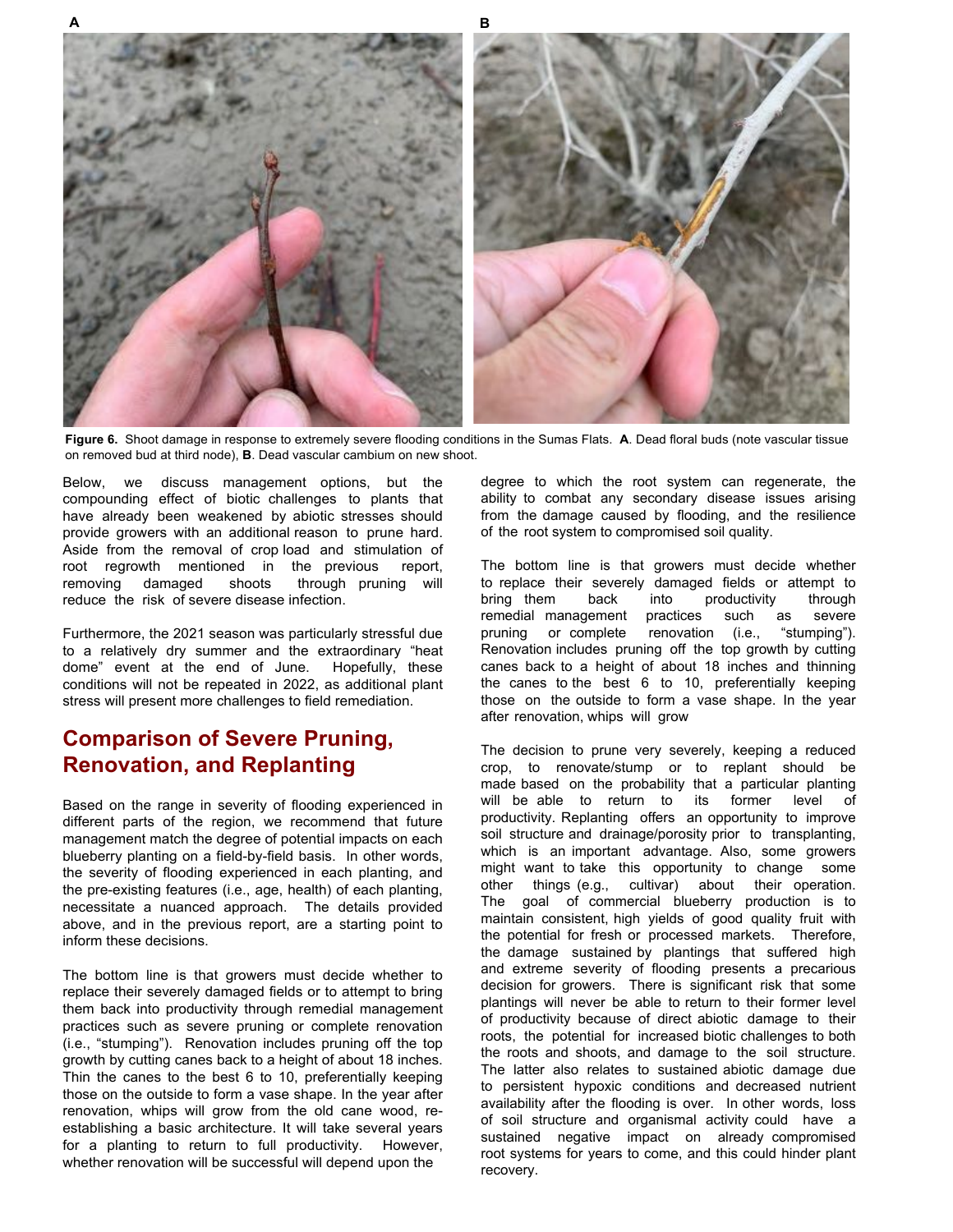**Figure 6.** Shoot damage in response to extremely severe flooding conditions in the Sumas Flats. **A**. Dead floral buds (note vascular tissue on removed bud at third node), **B**. Dead vascular cambium on new shoot.

Below, we discuss management options, but the compounding effect of biotic challenges to plants that have already been weakened by abiotic stresses should provide growers with an additional reason to prune hard. Aside from the removal of crop load and stimulation of root regrowth mentioned in the previous report, removing damaged shoots through pruning will reduce the risk of severe disease infection.

Furthermore, the 2021 season was particularly stressful due to a relatively dry summer and the extraordinary "heat dome" event at the end of June. Hopefully, these conditions will not be repeated in 2022, as additional plant stress will present more challenges to field remediation.

## Comparison of Severe Pruning, Renovation, and Replanting

Based on the range in severity of flooding experienced in different parts of the region, we recommend that future management match the degree of potential impacts on each blueberry planting on a field-by-field basis. In other words, the severity of flooding experienced in each planting, and the pre-existing features (i.e., age, health) of each planting, necessitate a nuanced approach. The details provided above, and in the previous report, are a starting point to inform these decisions.

The bottom line is that growers must decide whether to replace their severely damaged fields or to attempt to bring them back into productivity through remedial management practices such as severe pruning or complete renovation (i.e., "stumping"). Renovation includes pruning off the top growth by cutting canes back to a height of about 18 inches. Thin the canes to the best 6 to 10, preferentially keeping those on the outside to form a vase shape. In the year after renovation, whips will grow from the old cane wood, re-establishing a basic architecture. It will take several years for a planting to return to full productivity. However, whether renovation will be successful will depend upon the degree to which the root system can regenerate, the ability to combat any secondary disease issues arising from the damage caused by flooding, and the resilience of the root system to compromised soil quality.

The bottom line is that growers must decide whether to replace their severely damaged fields or attempt to bring them back into productivity through remedial management practices such as severe pruning or complete renovation (i.e., "stumping"). Renovation includes pruning off the top growth by cutting canes back to a height of about 18 inches and thinning the canes to the best 6 to 10, preferentially keeping those on the outside to form a vase shape. In the year after renovation, whips will grow

The decision to prune very severely, keeping a reduced crop, to renovate/stump or to replant should be made based on the probability that a particular planting will be able to return to its former level of productivity. Replanting offers an opportunity to improve soil structure and drainage/porosity prior to transplanting, which is an important advantage. Also, some growers might want to take this opportunity to change some other things (e.g., cultivar) about their operation. The goal of commercial blueberry production is to maintain consistent, high yields of good quality fruit with the potential for fresh or processed markets. Therefore, the damage sustained by plantings that suffered high and extreme severity of flooding presents a precarious decision for growers. There is significant risk that some plantings will never be able to return to their former level of productivity because of direct abiotic damage to their roots, the potential for increased biotic challenges to both the roots and shoots, and damage to the soil structure. The latter also relates to sustained abiotic damage due to persistent hypoxic conditions and decreased nutrient availability after the flooding is over. In other words, loss of soil structure and organismal activity could have a sustained negative impact on already compromised root systems for years to come, and this could hinder plant recovery.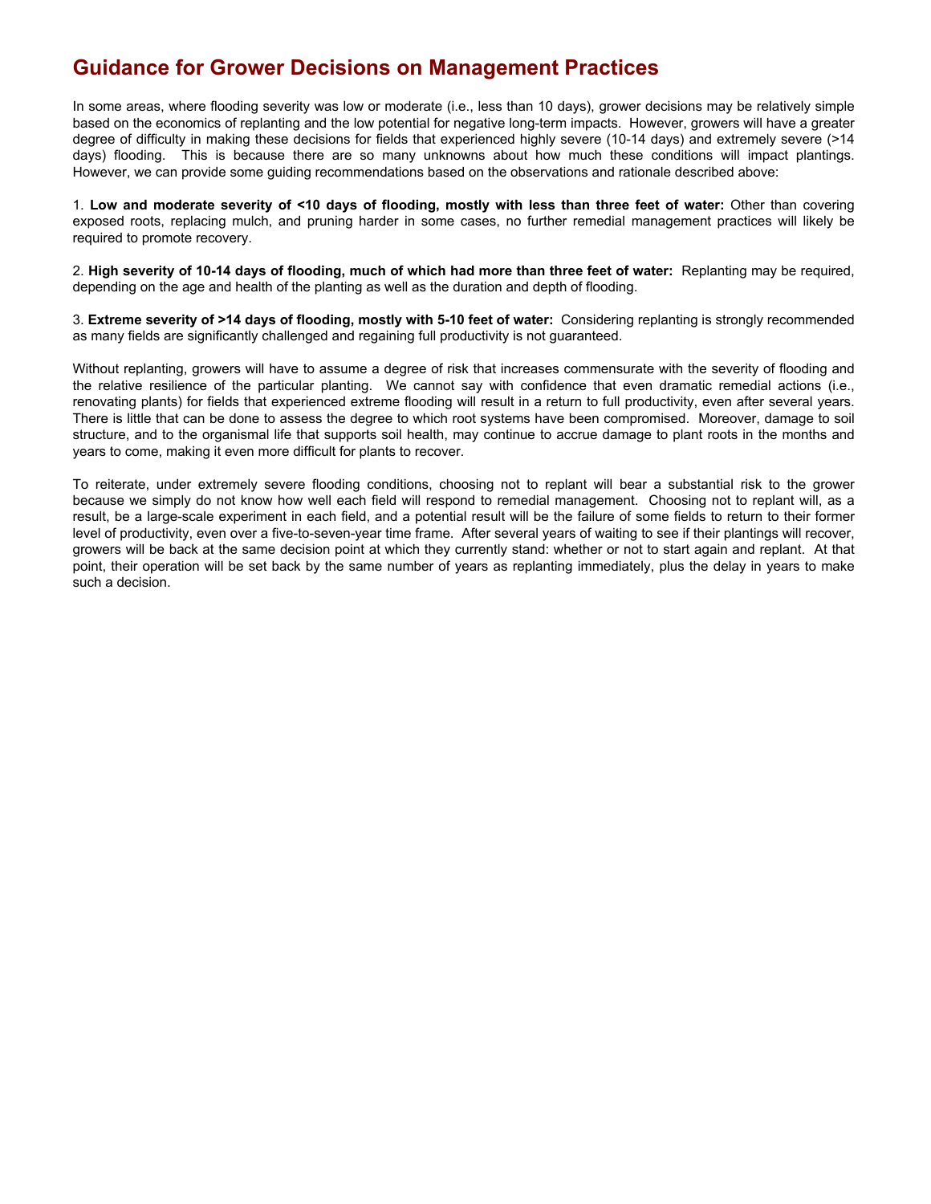# Guidance for Grower Decisions on Management Practices

In some areas, where flooding severity was low or moderate (i.e., less than 10 days), grower decisions may be relatively simple based on the economics of replanting and the low potential for negative long-term impacts. However, growers will have a greater degree of difficulty in making these decisions for fields that experienced highly severe (10-14 days) and extremely severe (>14 days) flooding. This is because there are so many unknowns about how much these conditions will impact plantings. However, we can provide some guiding recommendations based on the observations and rationale described above:

1. **Low and moderate severity of <10 days of flooding, mostly with less than three feet of water:** Other than covering exposed roots, replacing mulch, and pruning harder in some cases, no further remedial management practices will likely be required to promote recovery.

2. **High severity of 10-14 days of flooding, much of which had more than three feet of water:** Replanting may be required, depending on the age and health of the planting as well as the duration and depth of flooding.

3. **Extreme severity of >14 days of flooding, mostly with 5-10 feet of water:** Considering replanting is strongly recommended as many fields are significantly challenged and regaining full productivity is not guaranteed.

Without replanting, growers will have to assume a degree of risk that increases commensurate with the severity of flooding and the relative resilience of the particular planting. We cannot say with confidence that even dramatic remedial actions (i.e., renovating plants) for fields that experienced extreme flooding will result in a return to full productivity, even after several years. There is little that can be done to assess the degree to which root systems have been compromised. Moreover, damage to soil structure, and to the organismal life that supports soil health, may continue to accrue damage to plant roots in the months and years to come, making it even more difficult for plants to recover.

To reiterate, under extremely severe flooding conditions, choosing not to replant will bear a substantial risk to the grower because we simply do not know how well each field will respond to remedial management. Choosing not to replant will, as a result, be a large-scale experiment in each field, and a potential result will be the failure of some fields to return to their former level of productivity, even over a five-to-seven-year time frame. After several years of waiting to see if their plantings will recover, growers will be back at the same decision point at which they currently stand: whether or not to start again and replant. At that point, their operation will be set back by the same number of years as replanting immediately, plus the delay in years to make such a decision.